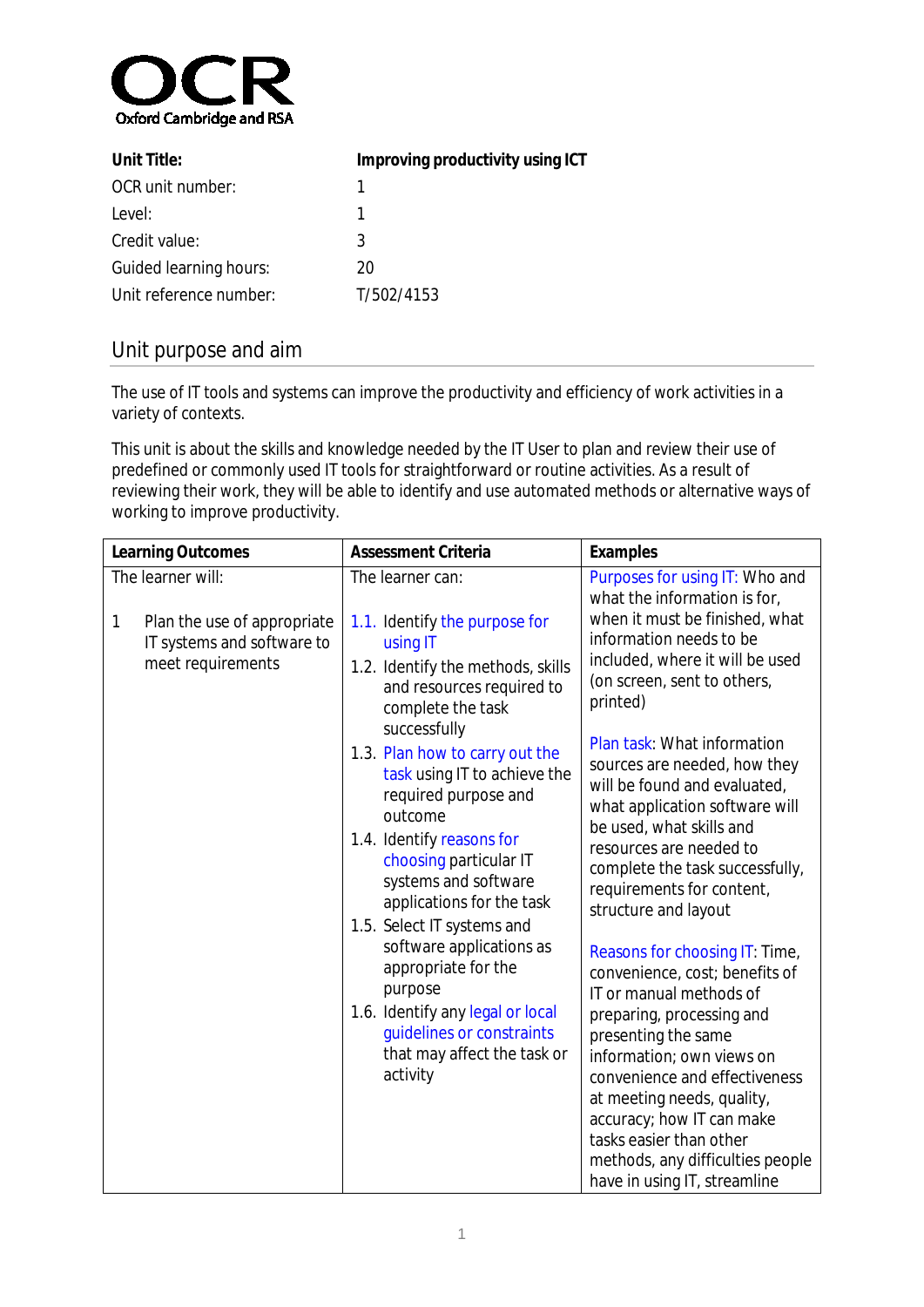OCR
Oxford Cambridge and RSA

| **Unit Title:** | **Improving productivity using ICT** |
|---|---|
| OCR unit number: | 1 |
| Level: | 1 |
| Credit value: | 3 |
| Guided learning hours: | 20 |
| Unit reference number: | T/502/4153 |

## Unit purpose and aim

The use of IT tools and systems can improve the productivity and efficiency of work activities in a variety of contexts.

This unit is about the skills and knowledge needed by the IT User to plan and review their use of predefined or commonly used IT tools for straightforward or routine activities. As a result of reviewing their work, they will be able to identify and use automated methods or alternative ways of working to improve productivity.

| **Learning Outcomes** | **Assessment Criteria** | **Examples** |
|---|---|---|
| The learner will:<br><br>1 Plan the use of appropriate IT systems and software to meet requirements | The learner can:<br><br>1.1. Identify the purpose for using IT<br>1.2. Identify the methods, skills and resources required to complete the task successfully<br>1.3. Plan how to carry out the task using IT to achieve the required purpose and outcome<br>1.4. Identify reasons for choosing particular IT systems and software applications for the task<br>1.5. Select IT systems and software applications as appropriate for the purpose<br>1.6. Identify any legal or local guidelines or constraints that may affect the task or activity | Purposes for using IT: Who and what the information is for, when it must be finished, what information needs to be included, where it will be used (on screen, sent to others, printed)<br><br>Plan task: What information sources are needed, how they will be found and evaluated, what application software will be used, what skills and resources are needed to complete the task successfully, requirements for content, structure and layout<br><br>Reasons for choosing IT: Time, convenience, cost; benefits of IT or manual methods of preparing, processing and presenting the same information; own views on convenience and effectiveness at meeting needs, quality, accuracy; how IT can make tasks easier than other methods, any difficulties people have in using IT, streamline |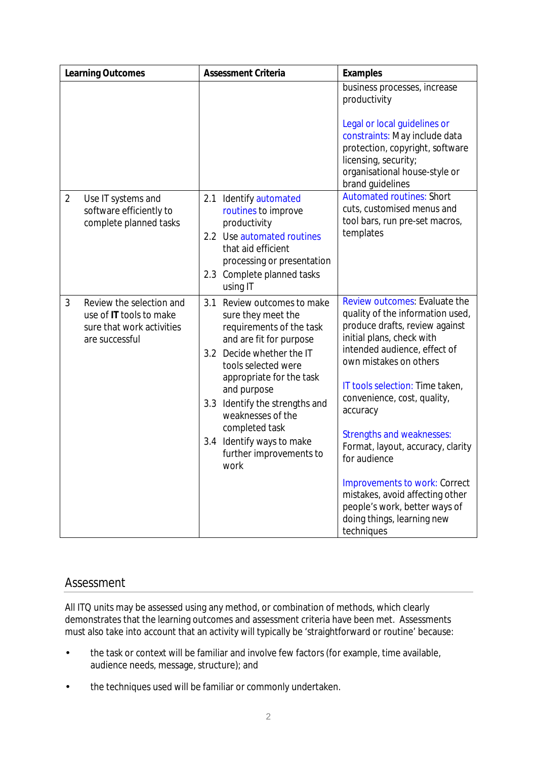| Learning Outcomes | Assessment Criteria | Examples |
|---|---|---|
| | | business processes, increase productivity<br><br>Legal or local guidelines or constraints: May include data protection, copyright, software licensing, security; organisational house-style or brand guidelines |
| 2 Use IT systems and software efficiently to complete planned tasks | 2.1 Identify automated routines to improve productivity<br>2.2 Use automated routines that aid efficient processing or presentation<br>2.3 Complete planned tasks using IT | Automated routines: Short cuts, customised menus and tool bars, run pre-set macros, templates |
| 3 Review the selection and use of **IT** tools to make sure that work activities are successful | 3.1 Review outcomes to make sure they meet the requirements of the task and are fit for purpose<br>3.2 Decide whether the IT tools selected were appropriate for the task and purpose<br>3.3 Identify the strengths and weaknesses of the completed task<br>3.4 Identify ways to make further improvements to work | Review outcomes: Evaluate the quality of the information used, produce drafts, review against initial plans, check with intended audience, effect of own mistakes on others<br><br>IT tools selection: Time taken, convenience, cost, quality, accuracy<br><br>Strengths and weaknesses: Format, layout, accuracy, clarity for audience<br><br>Improvements to work: Correct mistakes, avoid affecting other people's work, better ways of doing things, learning new techniques |

## Assessment

All ITQ units may be assessed using any method, or combination of methods, which clearly demonstrates that the learning outcomes and assessment criteria have been met. Assessments must also take into account that an activity will typically be 'straightforward or routine' because:

- the task or context will be familiar and involve few factors (for example, time available, audience needs, message, structure); and
- the techniques used will be familiar or commonly undertaken.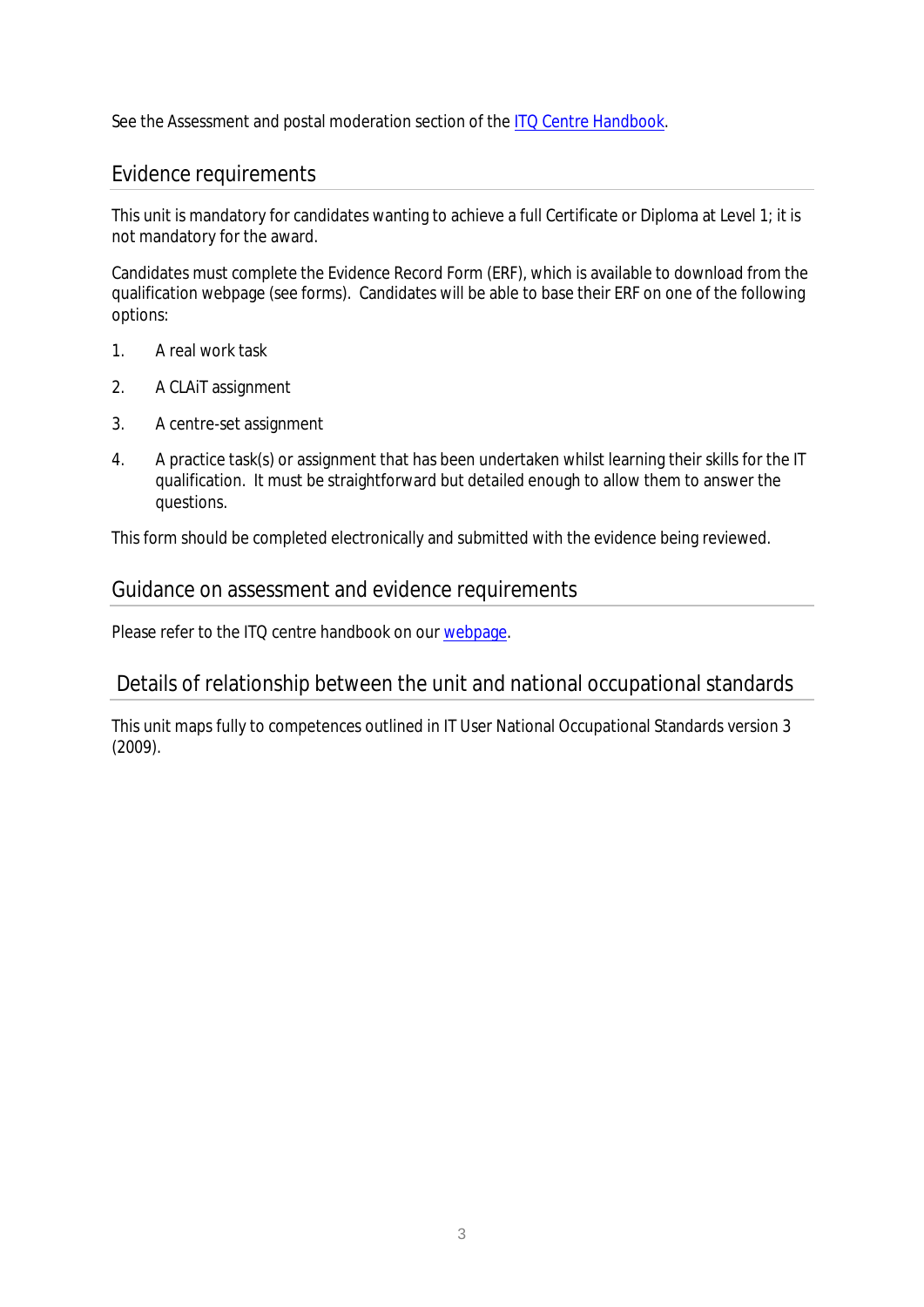See the Assessment and postal moderation section of the [ITQ Centre Handbook].

## Evidence requirements

This unit is mandatory for candidates wanting to achieve a full Certificate or Diploma at Level 1; it is not mandatory for the award.

Candidates must complete the Evidence Record Form (ERF), which is available to download from the qualification webpage (see forms). Candidates will be able to base their ERF on one of the following options:

1. A real work task
2. A CLAiT assignment
3. A centre-set assignment
4. A practice task(s) or assignment that has been undertaken whilst learning their skills for the IT qualification. It must be straightforward but detailed enough to allow them to answer the questions.

This form should be completed electronically and submitted with the evidence being reviewed.

## Guidance on assessment and evidence requirements

Please refer to the ITQ centre handbook on our [webpage].

## Details of relationship between the unit and national occupational standards

This unit maps fully to competences outlined in IT User National Occupational Standards version 3 (2009).